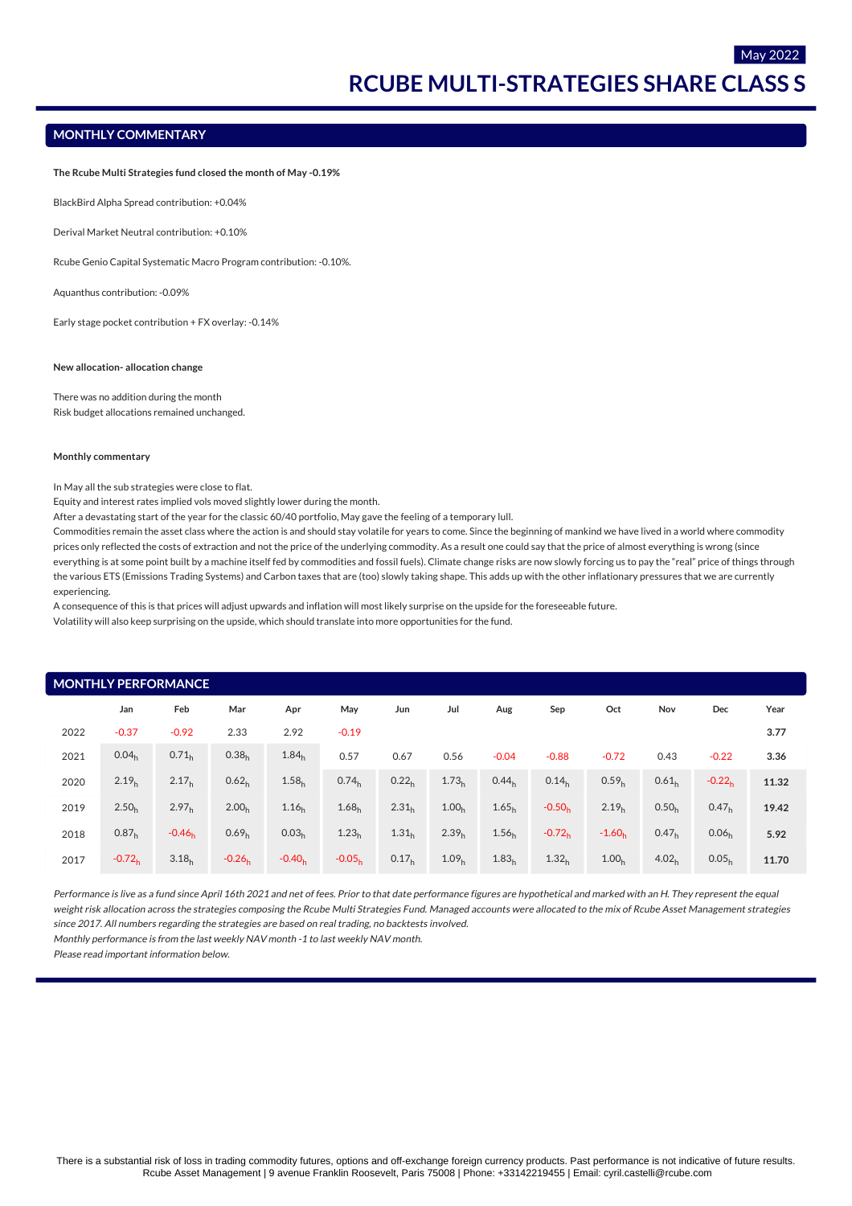May 2022

# RCUBE MULTI-STRATEGIES SHARE CLASS S

## MONTHLY COMMENTARY

**The Rcube Multi Strategies fund closed the month of May -0.19%**

BlackBird Alpha Spread contribution: +0.04%

Derival Market Neutral contribution: +0.10%

Rcube Genio Capital Systematic Macro Program contribution: -0.10%.

Aquanthus contribution: -0.09%

Early stage pocket contribution + FX overlay: -0.14%

**New allocation- allocation change**

There was no addition during the month
Risk budget allocations remained unchanged.

**Monthly commentary**

In May all the sub strategies were close to flat.
Equity and interest rates implied vols moved slightly lower during the month.
After a devastating start of the year for the classic 60/40 portfolio, May gave the feeling of a temporary lull.
Commodities remain the asset class where the action is and should stay volatile for years to come. Since the beginning of mankind we have lived in a world where commodity prices only reflected the costs of extraction and not the price of the underlying commodity. As a result one could say that the price of almost everything is wrong (since everything is at some point built by a machine itself fed by commodities and fossil fuels). Climate change risks are now slowly forcing us to pay the "real" price of things through the various ETS (Emissions Trading Systems) and Carbon taxes that are (too) slowly taking shape. This adds up with the other inflationary pressures that we are currently experiencing.
A consequence of this is that prices will adjust upwards and inflation will most likely surprise on the upside for the foreseeable future.
Volatility will also keep surprising on the upside, which should translate into more opportunities for the fund.

## MONTHLY PERFORMANCE

| | Jan | Feb | Mar | Apr | May | Jun | Jul | Aug | Sep | Oct | Nov | Dec | Year |
|---|---|---|---|---|---|---|---|---|---|---|---|---|---|
| 2022 | -0.37 | -0.92 | 2.33 | 2.92 | -0.19 | | | | | | | | **3.77** |
| 2021 | 0.04 h | 0.71 h | 0.38 h | 1.84 h | 0.57 | 0.67 | 0.56 | -0.04 | -0.88 | -0.72 | 0.43 | -0.22 | **3.36** |
| 2020 | 2.19 h | 2.17 h | 0.62 h | 1.58 h | 0.74 h | 0.22 h | 1.73 h | 0.44 h | 0.14 h | 0.59 h | 0.61 h | -0.22 h | **11.32** |
| 2019 | 2.50 h | 2.97 h | 2.00 h | 1.16 h | 1.68 h | 2.31 h | 1.00 h | 1.65 h | -0.50 h | 2.19 h | 0.50 h | 0.47 h | **19.42** |
| 2018 | 0.87 h | -0.46 h | 0.69 h | 0.03 h | 1.23 h | 1.31 h | 2.39 h | 1.56 h | -0.72 h | -1.60 h | 0.47 h | 0.06 h | **5.92** |
| 2017 | -0.72 h | 3.18 h | -0.26 h | -0.40 h | -0.05 h | 0.17 h | 1.09 h | 1.83 h | 1.32 h | 1.00 h | 4.02 h | 0.05 h | **11.70** |

*Performance is live as a fund since April 16th 2021 and net of fees. Prior to that date performance figures are hypothetical and marked with an H. They represent the equal weight risk allocation across the strategies composing the Rcube Multi Strategies Fund. Managed accounts were allocated to the mix of Rcube Asset Management strategies since 2017. All numbers regarding the strategies are based on real trading, no backtests involved.*
*Monthly performance is from the last weekly NAV month -1 to last weekly NAV month.*
*Please read important information below.*

There is a substantial risk of loss in trading commodity futures, options and off-exchange foreign currency products. Past performance is not indicative of future results.
Rcube Asset Management | 9 avenue Franklin Roosevelt, Paris 75008 | Phone: +33142219455 | Email: cyril.castelli@rcube.com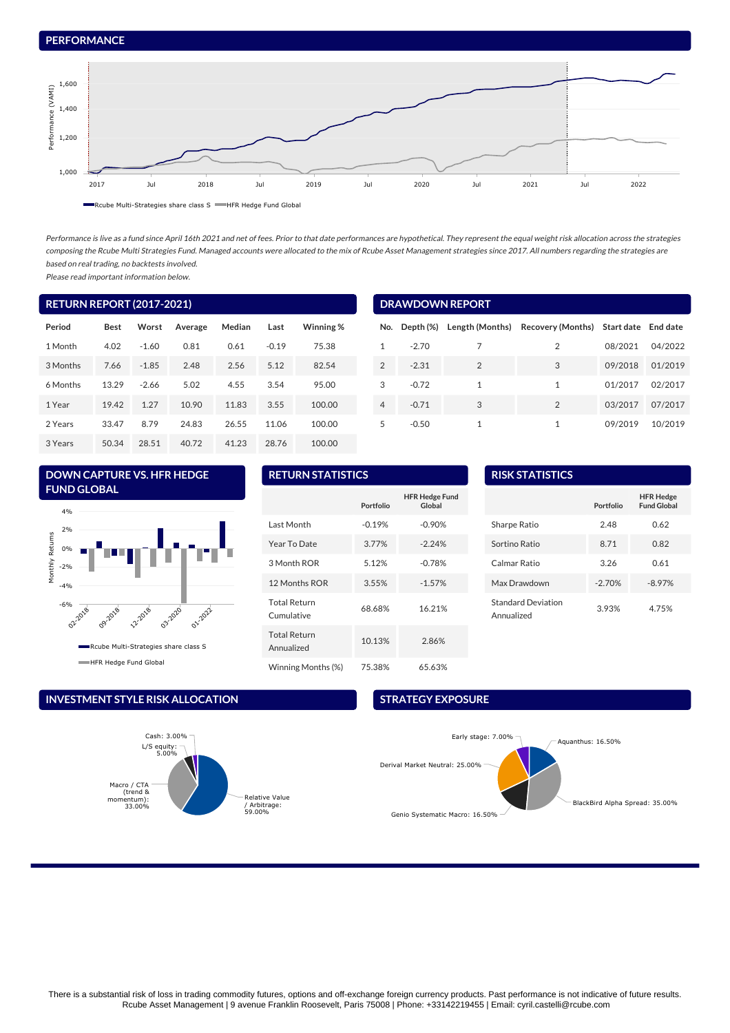## PERFORMANCE

Rcube Multi-Strategies share class S — HFR Hedge Fund Global

*Performance is live as a fund since April 16th 2021 and net of fees. Prior to that date performances are hypothetical. They represent the equal weight risk allocation across the strategies composing the Rcube Multi Strategies Fund. Managed accounts were allocated to the mix of Rcube Asset Management strategies since 2017. All numbers regarding the strategies are based on real trading, no backtests involved.*

*Please read important information below.*

## RETURN REPORT (2017-2021)

| Period | Best | Worst | Average | Median | Last | Winning % |
|---|---|---|---|---|---|---|
| 1 Month | 4.02 | -1.60 | 0.81 | 0.61 | -0.19 | 75.38 |
| 3 Months | 7.66 | -1.85 | 2.48 | 2.56 | 5.12 | 82.54 |
| 6 Months | 13.29 | -2.66 | 5.02 | 4.55 | 3.54 | 95.00 |
| 1 Year | 19.42 | 1.27 | 10.90 | 11.83 | 3.55 | 100.00 |
| 2 Years | 33.47 | 8.79 | 24.83 | 26.55 | 11.06 | 100.00 |
| 3 Years | 50.34 | 28.51 | 40.72 | 41.23 | 28.76 | 100.00 |

## DRAWDOWN REPORT

| No. | Depth (%) | Length (Months) | Recovery (Months) | Start date | End date |
|---|---|---|---|---|---|
| 1 | -2.70 | 7 | 2 | 08/2021 | 04/2022 |
| 2 | -2.31 | 2 | 3 | 09/2018 | 01/2019 |
| 3 | -0.72 | 1 | 1 | 01/2017 | 02/2017 |
| 4 | -0.71 | 3 | 2 | 03/2017 | 07/2017 |
| 5 | -0.50 | 1 | 1 | 09/2019 | 10/2019 |

## DOWN CAPTURE VS. HFR HEDGE FUND GLOBAL

Rcube Multi-Strategies share class S — HFR Hedge Fund Global

## RETURN STATISTICS

| | Portfolio | HFR Hedge Fund Global |
|---|---|---|
| Last Month | -0.19% | -0.90% |
| Year To Date | 3.77% | -2.24% |
| 3 Month ROR | 5.12% | -0.78% |
| 12 Months ROR | 3.55% | -1.57% |
| Total Return Cumulative | 68.68% | 16.21% |
| Total Return Annualized | 10.13% | 2.86% |
| Winning Months (%) | 75.38% | 65.63% |

## RISK STATISTICS

| | Portfolio | HFR Hedge Fund Global |
|---|---|---|
| Sharpe Ratio | 2.48 | 0.62 |
| Sortino Ratio | 8.71 | 0.82 |
| Calmar Ratio | 3.26 | 0.61 |
| Max Drawdown | -2.70% | -8.97% |
| Standard Deviation Annualized | 3.93% | 4.75% |

## INVESTMENT STYLE RISK ALLOCATION

- Relative Value / Arbitrage: 59.00%
- Macro / CTA (trend & momentum): 33.00%
- L/S equity: 5.00%
- Cash: 3.00%

## STRATEGY EXPOSURE

- BlackBird Alpha Spread: 35.00%
- Derival Market Neutral: 25.00%
- Aquanthus: 16.50%
- Genio Systematic Macro: 16.50%
- Early stage: 7.00%

There is a substantial risk of loss in trading commodity futures, options and off-exchange foreign currency products. Past performance is not indicative of future results.
Rcube Asset Management | 9 avenue Franklin Roosevelt, Paris 75008 | Phone: +33142219455 | Email: cyril.castelli@rcube.com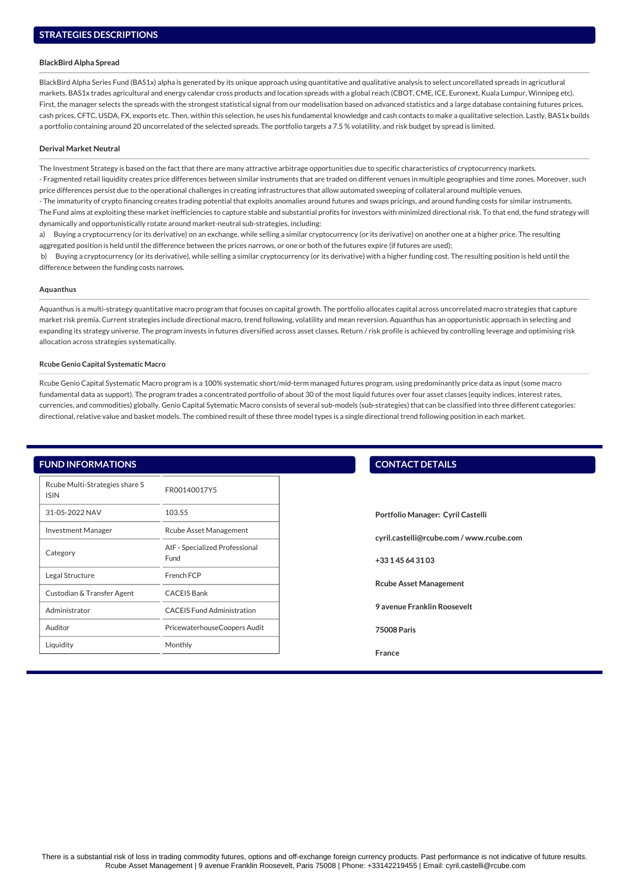## STRATEGIES DESCRIPTIONS

### BlackBird Alpha Spread

BlackBird Alpha Series Fund (BAS1x) alpha is generated by its unique approach using quantitative and qualitative analysis to select uncorellated spreads in agricutlural markets. BAS1x trades agricultural and energy calendar cross products and location spreads with a global reach (CBOT, CME, ICE, Euronext, Kuala Lumpur, Winnipeg etc). First, the manager selects the spreads with the strongest statistical signal from our modelisation based on advanced statistics and a large database containing futures prices, cash prices, CFTC, USDA, FX, exports etc. Then, within this selection, he uses his fundamental knowledge and cash contacts to make a qualitative selection. Lastly, BAS1x builds a portfolio containing around 20 uncorrelated of the selected spreads. The portfolio targets a 7.5 % volatility, and risk budget by spread is limited.

### Derival Market Neutral

The Investment Strategy is based on the fact that there are many attractive arbitrage opportunities due to specific characteristics of cryptocurrency markets.
- Fragmented retail liquidity creates price differences between similar instruments that are traded on different venues in multiple geographies and time zones. Moreover, such price differences persist due to the operational challenges in creating infrastructures that allow automated sweeping of collateral around multiple venues.
- The immaturity of crypto financing creates trading potential that exploits anomalies around futures and swaps pricings, and around funding costs for similar instruments.
The Fund aims at exploiting these market inefficiencies to capture stable and substantial profits for investors with minimized directional risk. To that end, the fund strategy will dynamically and opportunistically rotate around market-neutral sub-strategies, including:
a) Buying a cryptocurrency (or its derivative) on an exchange, while selling a similar cryptocurrency (or its derivative) on another one at a higher price. The resulting aggregated position is held until the difference between the prices narrows, or one or both of the futures expire (if futures are used);
b) Buying a cryptocurrency (or its derivative), while selling a similar cryptocurrency (or its derivative) with a higher funding cost. The resulting position is held until the difference between the funding costs narrows.

### Aquanthus

Aquanthus is a multi-strategy quantitative macro program that focuses on capital growth. The portfolio allocates capital across uncorrelated macro strategies that capture market risk premia. Current strategies include directional macro, trend following, volatility and mean reversion. Aquanthus has an opportunistic approach in selecting and expanding its strategy universe. The program invests in futures diversified across asset classes. Return / risk profile is achieved by controlling leverage and optimising risk allocation across strategies systematically.

### Rcube Genio Capital Systematic Macro

Rcube Genio Capital Systematic Macro program is a 100% systematic short/mid-term managed futures program, using predominantly price data as input (some macro fundamental data as support). The program trades a concentrated portfolio of about 30 of the most liquid futures over four asset classes (equity indices, interest rates, currencies, and commodities) globally. Genio Capital Sytematic Macro consists of several sub-models (sub-strategies) that can be classified into three different categories: directional, relative value and basket models. The combined result of these three model types is a single directional trend following position in each market.

## FUND INFORMATIONS

| | |
|---|---|
| Rcube Multi-Strategies share S ISIN | FR00140017Y5 |
| 31-05-2022 NAV | 103.55 |
| Investment Manager | Rcube Asset Management |
| Category | AIF - Specialized Professional Fund |
| Legal Structure | French FCP |
| Custodian & Transfer Agent | CACEIS Bank |
| Administrator | CACEIS Fund Administration |
| Auditor | PricewaterhouseCoopers Audit |
| Liquidity | Monthly |

## CONTACT DETAILS

**Portfolio Manager: Cyril Castelli**

**cyril.castelli@rcube.com / www.rcube.com**

**+33 1 45 64 31 03**

**Rcube Asset Management**

**9 avenue Franklin Roosevelt**

**75008 Paris**

**France**

There is a substantial risk of loss in trading commodity futures, options and off-exchange foreign currency products. Past performance is not indicative of future results.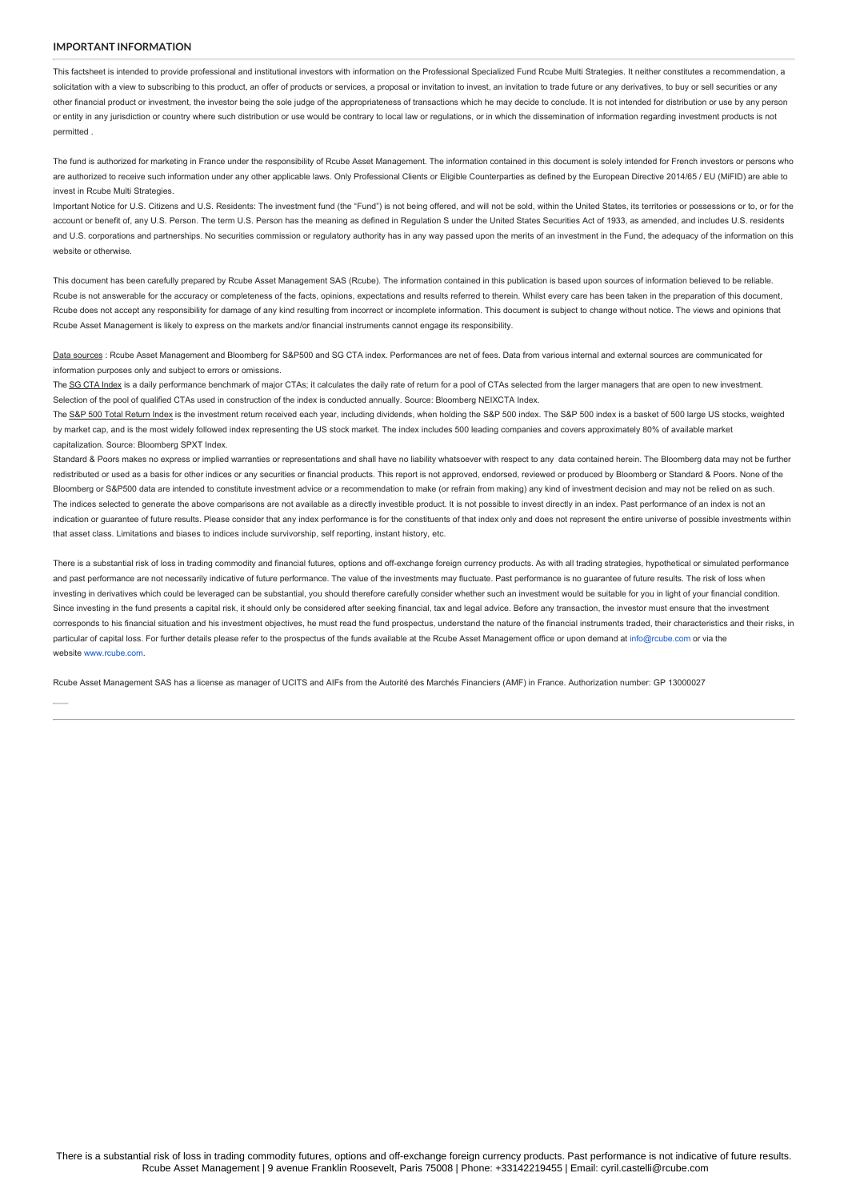## IMPORTANT INFORMATION

This factsheet is intended to provide professional and institutional investors with information on the Professional Specialized Fund Rcube Multi Strategies. It neither constitutes a recommendation, a solicitation with a view to subscribing to this product, an offer of products or services, a proposal or invitation to invest, an invitation to trade future or any derivatives, to buy or sell securities or any other financial product or investment, the investor being the sole judge of the appropriateness of transactions which he may decide to conclude. It is not intended for distribution or use by any person or entity in any jurisdiction or country where such distribution or use would be contrary to local law or regulations, or in which the dissemination of information regarding investment products is not permitted .

The fund is authorized for marketing in France under the responsibility of Rcube Asset Management. The information contained in this document is solely intended for French investors or persons who are authorized to receive such information under any other applicable laws. Only Professional Clients or Eligible Counterparties as defined by the European Directive 2014/65 / EU (MiFID) are able to invest in Rcube Multi Strategies.

Important Notice for U.S. Citizens and U.S. Residents: The investment fund (the "Fund") is not being offered, and will not be sold, within the United States, its territories or possessions or to, or for the account or benefit of, any U.S. Person. The term U.S. Person has the meaning as defined in Regulation S under the United States Securities Act of 1933, as amended, and includes U.S. residents and U.S. corporations and partnerships. No securities commission or regulatory authority has in any way passed upon the merits of an investment in the Fund, the adequacy of the information on this website or otherwise.

This document has been carefully prepared by Rcube Asset Management SAS (Rcube). The information contained in this publication is based upon sources of information believed to be reliable. Rcube is not answerable for the accuracy or completeness of the facts, opinions, expectations and results referred to therein. Whilst every care has been taken in the preparation of this document, Rcube does not accept any responsibility for damage of any kind resulting from incorrect or incomplete information. This document is subject to change without notice. The views and opinions that Rcube Asset Management is likely to express on the markets and/or financial instruments cannot engage its responsibility.

Data sources : Rcube Asset Management and Bloomberg for S&P500 and SG CTA index. Performances are net of fees. Data from various internal and external sources are communicated for information purposes only and subject to errors or omissions.

The SG CTA Index is a daily performance benchmark of major CTAs; it calculates the daily rate of return for a pool of CTAs selected from the larger managers that are open to new investment. Selection of the pool of qualified CTAs used in construction of the index is conducted annually. Source: Bloomberg NEIXCTA Index.

The S&P 500 Total Return Index is the investment return received each year, including dividends, when holding the S&P 500 index. The S&P 500 index is a basket of 500 large US stocks, weighted by market cap, and is the most widely followed index representing the US stock market. The index includes 500 leading companies and covers approximately 80% of available market capitalization. Source: Bloomberg SPXT Index.

Standard & Poors makes no express or implied warranties or representations and shall have no liability whatsoever with respect to any data contained herein. The Bloomberg data may not be further redistributed or used as a basis for other indices or any securities or financial products. This report is not approved, endorsed, reviewed or produced by Bloomberg or Standard & Poors. None of the Bloomberg or S&P500 data are intended to constitute investment advice or a recommendation to make (or refrain from making) any kind of investment decision and may not be relied on as such. The indices selected to generate the above comparisons are not available as a directly investible product. It is not possible to invest directly in an index. Past performance of an index is not an indication or guarantee of future results. Please consider that any index performance is for the constituents of that index only and does not represent the entire universe of possible investments within that asset class. Limitations and biases to indices include survivorship, self reporting, instant history, etc.

There is a substantial risk of loss in trading commodity and financial futures, options and off-exchange foreign currency products. As with all trading strategies, hypothetical or simulated performance and past performance are not necessarily indicative of future performance. The value of the investments may fluctuate. Past performance is no guarantee of future results. The risk of loss when investing in derivatives which could be leveraged can be substantial, you should therefore carefully consider whether such an investment would be suitable for you in light of your financial condition. Since investing in the fund presents a capital risk, it should only be considered after seeking financial, tax and legal advice. Before any transaction, the investor must ensure that the investment corresponds to his financial situation and his investment objectives, he must read the fund prospectus, understand the nature of the financial instruments traded, their characteristics and their risks, in particular of capital loss. For further details please refer to the prospectus of the funds available at the Rcube Asset Management office or upon demand at info@rcube.com or via the website www.rcube.com.

Rcube Asset Management SAS has a license as manager of UCITS and AIFs from the Autorité des Marchés Financiers (AMF) in France. Authorization number: GP 13000027